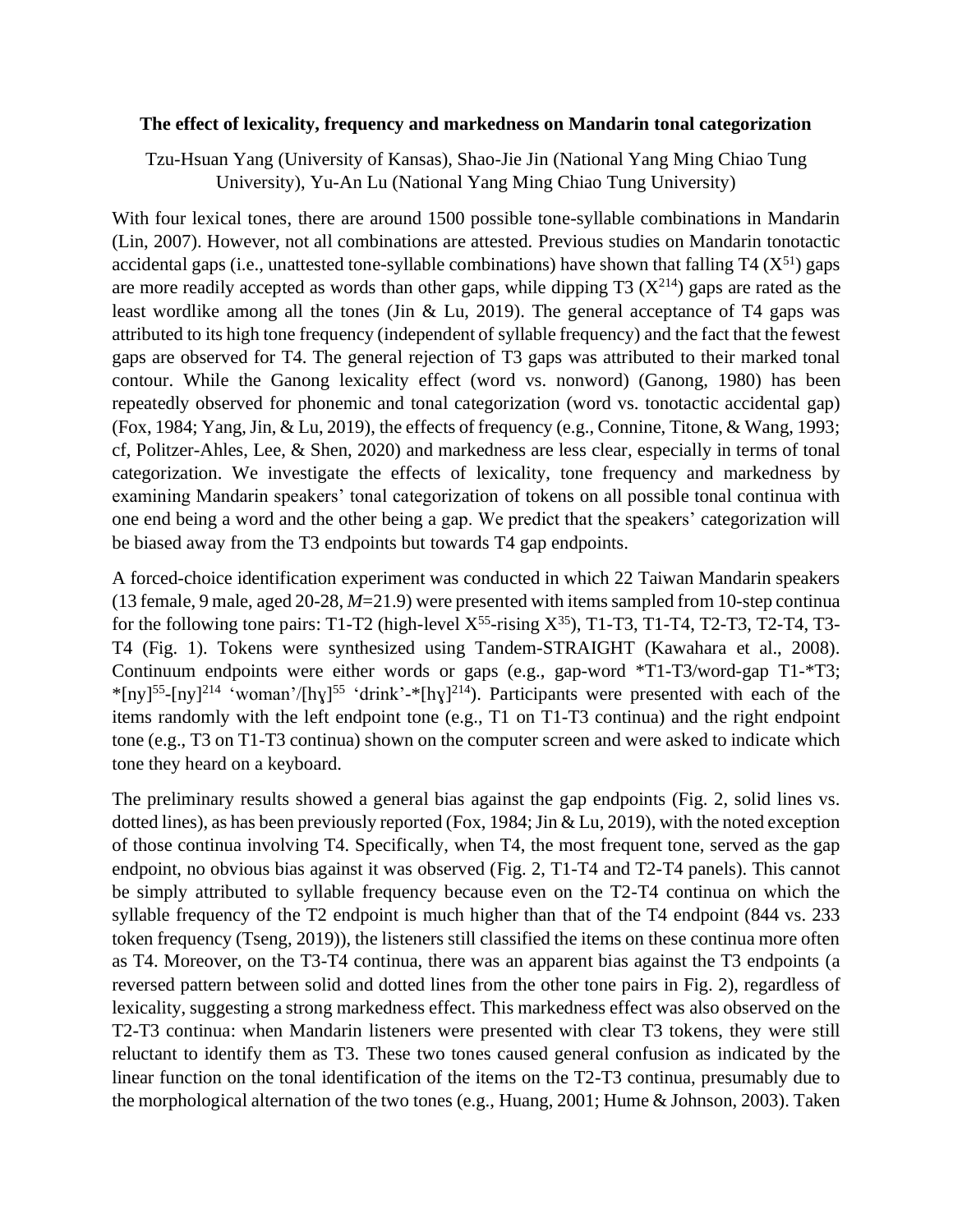**The effect of lexicality, frequency and markedness on Mandarin tonal categorization**

Tzu-Hsuan Yang (University of Kansas), Shao-Jie Jin (National Yang Ming Chiao Tung University), Yu-An Lu (National Yang Ming Chiao Tung University)

With four lexical tones, there are around 1500 possible tone-syllable combinations in Mandarin (Lin, 2007). However, not all combinations are attested. Previous studies on Mandarin tonotactic accidental gaps (i.e., unattested tone-syllable combinations) have shown that falling T4 ($X^{51}$) gaps are more readily accepted as words than other gaps, while dipping T3 ($X^{214}$) gaps are rated as the least wordlike among all the tones (Jin & Lu, 2019). The general acceptance of T4 gaps was attributed to its high tone frequency (independent of syllable frequency) and the fact that the fewest gaps are observed for T4. The general rejection of T3 gaps was attributed to their marked tonal contour. While the Ganong lexicality effect (word vs. nonword) (Ganong, 1980) has been repeatedly observed for phonemic and tonal categorization (word vs. tonotactic accidental gap) (Fox, 1984; Yang, Jin, & Lu, 2019), the effects of frequency (e.g., Connine, Titone, & Wang, 1993; cf, Politzer-Ahles, Lee, & Shen, 2020) and markedness are less clear, especially in terms of tonal categorization. We investigate the effects of lexicality, tone frequency and markedness by examining Mandarin speakers' tonal categorization of tokens on all possible tonal continua with one end being a word and the other being a gap. We predict that the speakers' categorization will be biased away from the T3 endpoints but towards T4 gap endpoints.

A forced-choice identification experiment was conducted in which 22 Taiwan Mandarin speakers (13 female, 9 male, aged 20-28, *M*=21.9) were presented with items sampled from 10-step continua for the following tone pairs: T1-T2 (high-level $X^{55}$-rising $X^{35}$), T1-T3, T1-T4, T2-T3, T2-T4, T3-T4 (Fig. 1). Tokens were synthesized using Tandem-STRAIGHT (Kawahara et al., 2008). Continuum endpoints were either words or gaps (e.g., gap-word *T1-T3/word-gap T1-*T3; *[ny]$^{55}$-[ny]$^{214}$ 'woman'/[hɤ]$^{55}$ 'drink'-*[hɤ]$^{214}$). Participants were presented with each of the items randomly with the left endpoint tone (e.g., T1 on T1-T3 continua) and the right endpoint tone (e.g., T3 on T1-T3 continua) shown on the computer screen and were asked to indicate which tone they heard on a keyboard.

The preliminary results showed a general bias against the gap endpoints (Fig. 2, solid lines vs. dotted lines), as has been previously reported (Fox, 1984; Jin & Lu, 2019), with the noted exception of those continua involving T4. Specifically, when T4, the most frequent tone, served as the gap endpoint, no obvious bias against it was observed (Fig. 2, T1-T4 and T2-T4 panels). This cannot be simply attributed to syllable frequency because even on the T2-T4 continua on which the syllable frequency of the T2 endpoint is much higher than that of the T4 endpoint (844 vs. 233 token frequency (Tseng, 2019)), the listeners still classified the items on these continua more often as T4. Moreover, on the T3-T4 continua, there was an apparent bias against the T3 endpoints (a reversed pattern between solid and dotted lines from the other tone pairs in Fig. 2), regardless of lexicality, suggesting a strong markedness effect. This markedness effect was also observed on the T2-T3 continua: when Mandarin listeners were presented with clear T3 tokens, they were still reluctant to identify them as T3. These two tones caused general confusion as indicated by the linear function on the tonal identification of the items on the T2-T3 continua, presumably due to the morphological alternation of the two tones (e.g., Huang, 2001; Hume & Johnson, 2003). Taken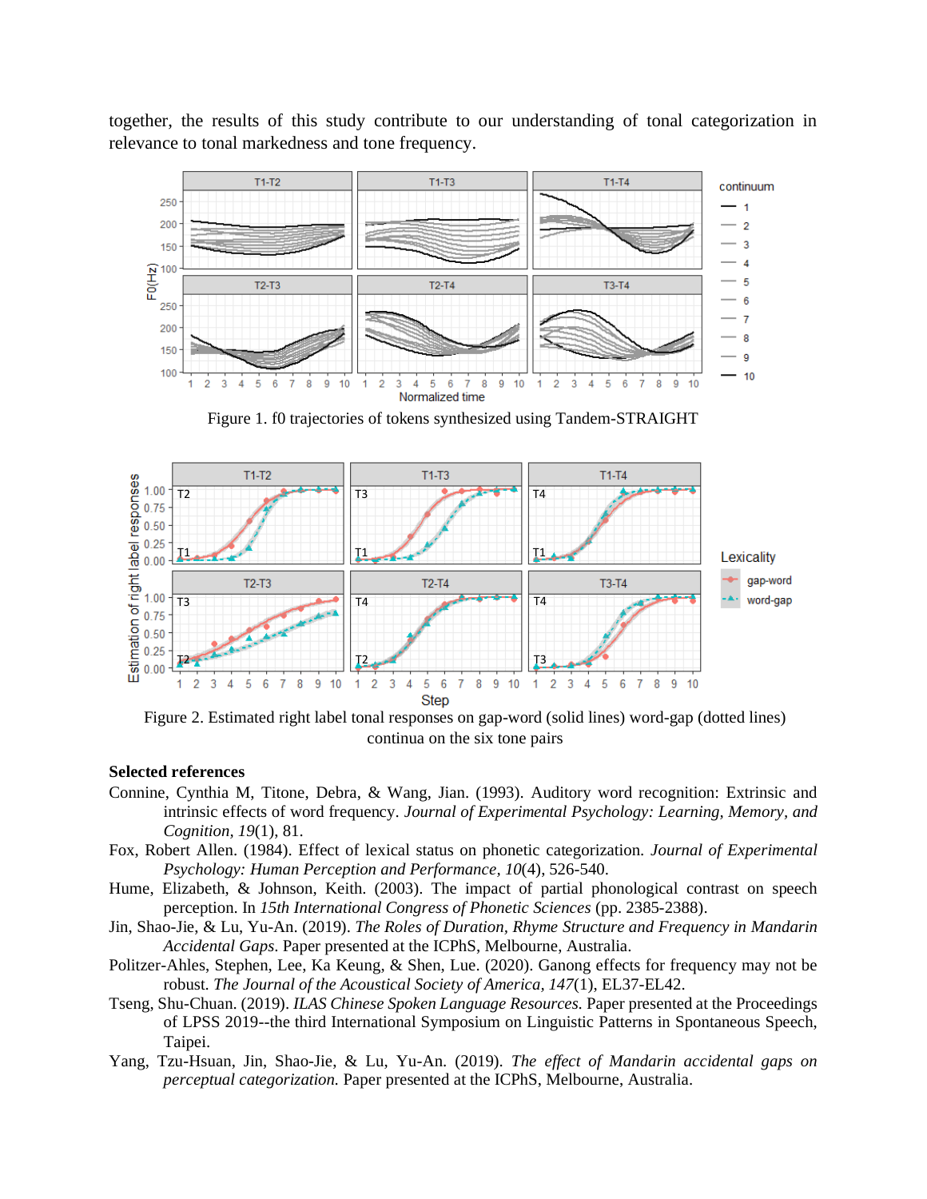together, the results of this study contribute to our understanding of tonal categorization in relevance to tonal markedness and tone frequency.

T1-T2
T1-T3
T1-T4
T2-T3
T2-T4
T3-T4
F0(Hz)
250
200
150
100
1 2 3 4 5 6 7 8 9 10
Normalized time
continuum
1
2
3
4
5
6
7
8
9
10

Figure 1. f0 trajectories of tokens synthesized using Tandem-STRAIGHT

T1-T2
T1-T3
T1-T4
T2-T3
T2-T4
T3-T4
Estimation of right label responses
1.00
0.75
0.50
0.25
0.00
1 2 3 4 5 6 7 8 9 10
Step
Lexicality
gap-word
word-gap

Figure 2. Estimated right label tonal responses on gap-word (solid lines) word-gap (dotted lines) continua on the six tone pairs

**Selected references**

Connine, Cynthia M, Titone, Debra, & Wang, Jian. (1993). Auditory word recognition: Extrinsic and intrinsic effects of word frequency. *Journal of Experimental Psychology: Learning, Memory, and Cognition, 19*(1), 81.

Fox, Robert Allen. (1984). Effect of lexical status on phonetic categorization. *Journal of Experimental Psychology: Human Perception and Performance, 10*(4), 526-540.

Hume, Elizabeth, & Johnson, Keith. (2003). The impact of partial phonological contrast on speech perception. In *15th International Congress of Phonetic Sciences* (pp. 2385-2388).

Jin, Shao-Jie, & Lu, Yu-An. (2019). *The Roles of Duration, Rhyme Structure and Frequency in Mandarin Accidental Gaps*. Paper presented at the ICPhS, Melbourne, Australia.

Politzer-Ahles, Stephen, Lee, Ka Keung, & Shen, Lue. (2020). Ganong effects for frequency may not be robust. *The Journal of the Acoustical Society of America, 147*(1), EL37-EL42.

Tseng, Shu-Chuan. (2019). *ILAS Chinese Spoken Language Resources*. Paper presented at the Proceedings of LPSS 2019--the third International Symposium on Linguistic Patterns in Spontaneous Speech, Taipei.

Yang, Tzu-Hsuan, Jin, Shao-Jie, & Lu, Yu-An. (2019). *The effect of Mandarin accidental gaps on perceptual categorization*. Paper presented at the ICPhS, Melbourne, Australia.